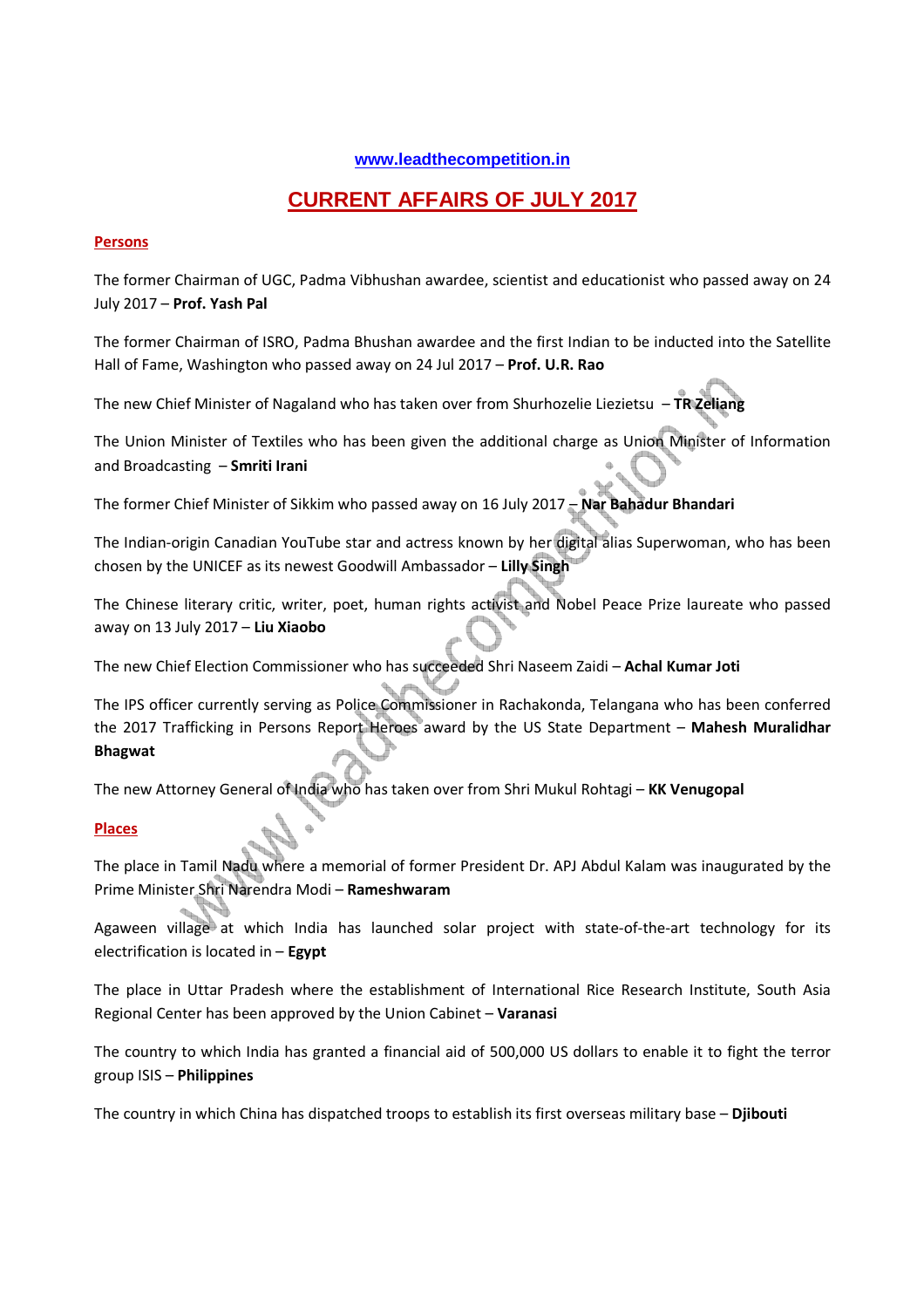www.leadthecompetition.in

# CURRENT AFFAIRS OF JULY 2017

## Persons

The former Chairman of UGC, Padma Vibhushan awardee, scientist and educationist who passed away on 24 July 2017 – **Prof. Yash Pal**

The former Chairman of ISRO, Padma Bhushan awardee and the first Indian to be inducted into the Satellite Hall of Fame, Washington who passed away on 24 Jul 2017 – **Prof. U.R. Rao**

The new Chief Minister of Nagaland who has taken over from Shurhozelie Liezietsu – **TR Zeliang**

The Union Minister of Textiles who has been given the additional charge as Union Minister of Information and Broadcasting – **Smriti Irani**

The former Chief Minister of Sikkim who passed away on 16 July 2017 – **Nar Bahadur Bhandari**

The Indian-origin Canadian YouTube star and actress known by her digital alias Superwoman, who has been chosen by the UNICEF as its newest Goodwill Ambassador – **Lilly Singh**

The Chinese literary critic, writer, poet, human rights activist and Nobel Peace Prize laureate who passed away on 13 July 2017 – **Liu Xiaobo**

The new Chief Election Commissioner who has succeeded Shri Naseem Zaidi – **Achal Kumar Joti**

The IPS officer currently serving as Police Commissioner in Rachakonda, Telangana who has been conferred the 2017 Trafficking in Persons Report Heroes award by the US State Department – **Mahesh Muralidhar Bhagwat**

The new Attorney General of India who has taken over from Shri Mukul Rohtagi – **KK Venugopal**

## Places

The place in Tamil Nadu where a memorial of former President Dr. APJ Abdul Kalam was inaugurated by the Prime Minister Shri Narendra Modi – **Rameshwaram**

Agaween village at which India has launched solar project with state-of-the-art technology for its electrification is located in – **Egypt**

The place in Uttar Pradesh where the establishment of International Rice Research Institute, South Asia Regional Center has been approved by the Union Cabinet – **Varanasi**

The country to which India has granted a financial aid of 500,000 US dollars to enable it to fight the terror group ISIS – **Philippines**

The country in which China has dispatched troops to establish its first overseas military base – **Djibouti**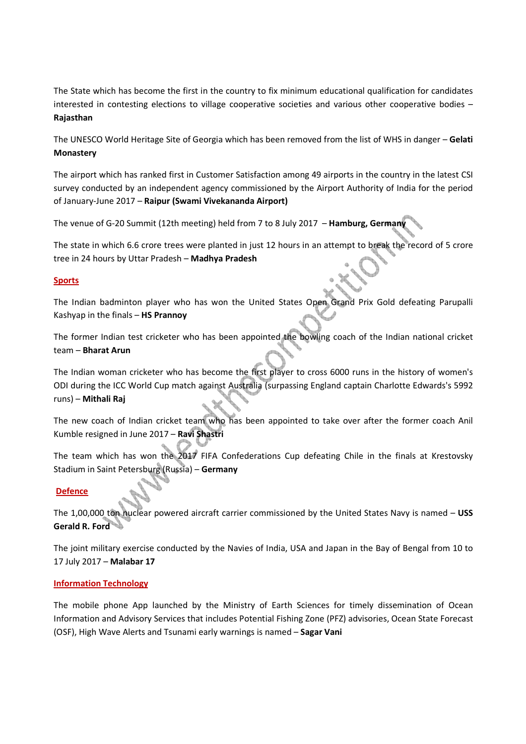The State which has become the first in the country to fix minimum educational qualification for candidates interested in contesting elections to village cooperative societies and various other cooperative bodies – **Rajasthan**

The UNESCO World Heritage Site of Georgia which has been removed from the list of WHS in danger – **Gelati Monastery**

The airport which has ranked first in Customer Satisfaction among 49 airports in the country in the latest CSI survey conducted by an independent agency commissioned by the Airport Authority of India for the period of January-June 2017 – **Raipur (Swami Vivekananda Airport)**

The venue of G-20 Summit (12th meeting) held from 7 to 8 July 2017 – **Hamburg, Germany**

The state in which 6.6 crore trees were planted in just 12 hours in an attempt to break the record of 5 crore tree in 24 hours by Uttar Pradesh – **Madhya Pradesh**

## Sports

The Indian badminton player who has won the United States Open Grand Prix Gold defeating Parupalli Kashyap in the finals – **HS Prannoy**

The former Indian test cricketer who has been appointed the bowling coach of the Indian national cricket team – **Bharat Arun**

The Indian woman cricketer who has become the first player to cross 6000 runs in the history of women's ODI during the ICC World Cup match against Australia (surpassing England captain Charlotte Edwards's 5992 runs) – **Mithali Raj**

The new coach of Indian cricket team who has been appointed to take over after the former coach Anil Kumble resigned in June 2017 – **Ravi Shastri**

The team which has won the 2017 FIFA Confederations Cup defeating Chile in the finals at Krestovsky Stadium in Saint Petersburg (Russia) – **Germany**

## Defence

The 1,00,000 ton nuclear powered aircraft carrier commissioned by the United States Navy is named – **USS Gerald R. Ford**

The joint military exercise conducted by the Navies of India, USA and Japan in the Bay of Bengal from 10 to 17 July 2017 – **Malabar 17**

## Information Technology

The mobile phone App launched by the Ministry of Earth Sciences for timely dissemination of Ocean Information and Advisory Services that includes Potential Fishing Zone (PFZ) advisories, Ocean State Forecast (OSF), High Wave Alerts and Tsunami early warnings is named – **Sagar Vani**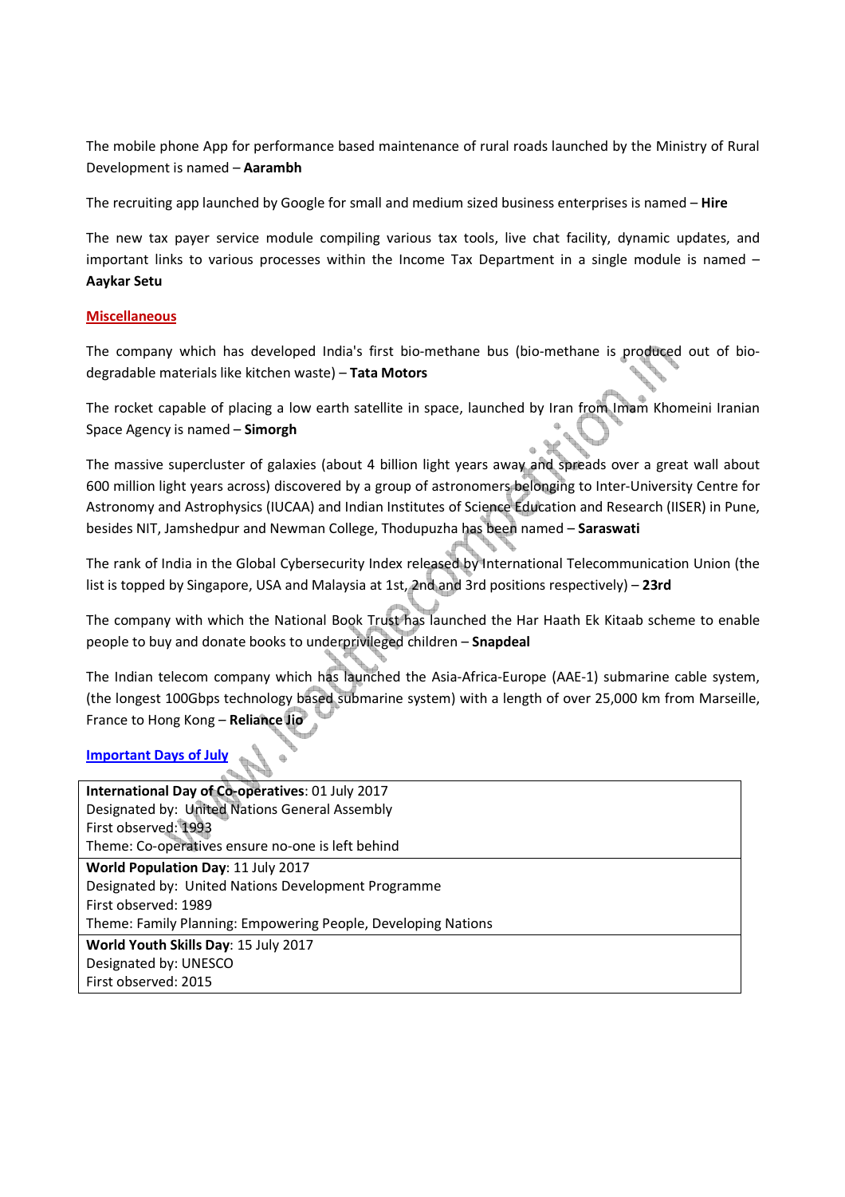The mobile phone App for performance based maintenance of rural roads launched by the Ministry of Rural Development is named – **Aarambh**

The recruiting app launched by Google for small and medium sized business enterprises is named – **Hire**

The new tax payer service module compiling various tax tools, live chat facility, dynamic updates, and important links to various processes within the Income Tax Department in a single module is named – **Aaykar Setu**

## Miscellaneous

The company which has developed India's first bio-methane bus (bio-methane is produced out of bio-degradable materials like kitchen waste) – **Tata Motors**

The rocket capable of placing a low earth satellite in space, launched by Iran from Imam Khomeini Iranian Space Agency is named – **Simorgh**

The massive supercluster of galaxies (about 4 billion light years away and spreads over a great wall about 600 million light years across) discovered by a group of astronomers belonging to Inter-University Centre for Astronomy and Astrophysics (IUCAA) and Indian Institutes of Science Education and Research (IISER) in Pune, besides NIT, Jamshedpur and Newman College, Thodupuzha has been named – **Saraswati**

The rank of India in the Global Cybersecurity Index released by International Telecommunication Union (the list is topped by Singapore, USA and Malaysia at 1st, 2nd and 3rd positions respectively) – **23rd**

The company with which the National Book Trust has launched the Har Haath Ek Kitaab scheme to enable people to buy and donate books to underprivileged children – **Snapdeal**

The Indian telecom company which has launched the Asia-Africa-Europe (AAE-1) submarine cable system, (the longest 100Gbps technology based submarine system) with a length of over 25,000 km from Marseille, France to Hong Kong – **Reliance Jio**

## Important Days of July

| |
|---|
| **International Day of Co-operatives**: 01 July 2017<br>Designated by: United Nations General Assembly<br>First observed: 1993<br>Theme: Co-operatives ensure no-one is left behind |
| **World Population Day**: 11 July 2017<br>Designated by: United Nations Development Programme<br>First observed: 1989<br>Theme: Family Planning: Empowering People, Developing Nations |
| **World Youth Skills Day**: 15 July 2017<br>Designated by: UNESCO<br>First observed: 2015 |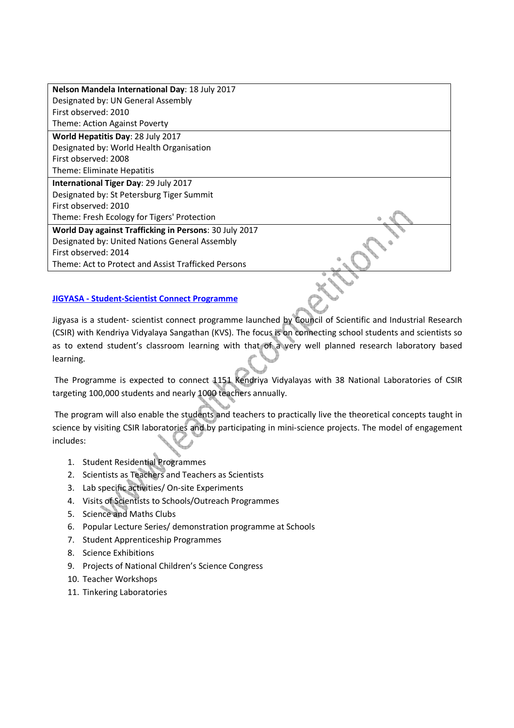| **Nelson Mandela International Day**: 18 July 2017<br>Designated by: UN General Assembly<br>First observed: 2010<br>Theme: Action Against Poverty |
|---|
| **World Hepatitis Day**: 28 July 2017<br>Designated by: World Health Organisation<br>First observed: 2008<br>Theme: Eliminate Hepatitis |
| **International Tiger Day**: 29 July 2017<br>Designated by: St Petersburg Tiger Summit<br>First observed: 2010<br>Theme: Fresh Ecology for Tigers' Protection |
| **World Day against Trafficking in Persons**: 30 July 2017<br>Designated by: United Nations General Assembly<br>First observed: 2014<br>Theme: Act to Protect and Assist Trafficked Persons |

## JIGYASA - Student-Scientist Connect Programme

Jigyasa is a student- scientist connect programme launched by Council of Scientific and Industrial Research (CSIR) with Kendriya Vidyalaya Sangathan (KVS). The focus is on connecting school students and scientists so as to extend student's classroom learning with that of a very well planned research laboratory based learning.

The Programme is expected to connect 1151 Kendriya Vidyalayas with 38 National Laboratories of CSIR targeting 100,000 students and nearly 1000 teachers annually.

The program will also enable the students and teachers to practically live the theoretical concepts taught in science by visiting CSIR laboratories and by participating in mini-science projects. The model of engagement includes:

1. Student Residential Programmes
2. Scientists as Teachers and Teachers as Scientists
3. Lab specific activities/ On-site Experiments
4. Visits of Scientists to Schools/Outreach Programmes
5. Science and Maths Clubs
6. Popular Lecture Series/ demonstration programme at Schools
7. Student Apprenticeship Programmes
8. Science Exhibitions
9. Projects of National Children's Science Congress
10. Teacher Workshops
11. Tinkering Laboratories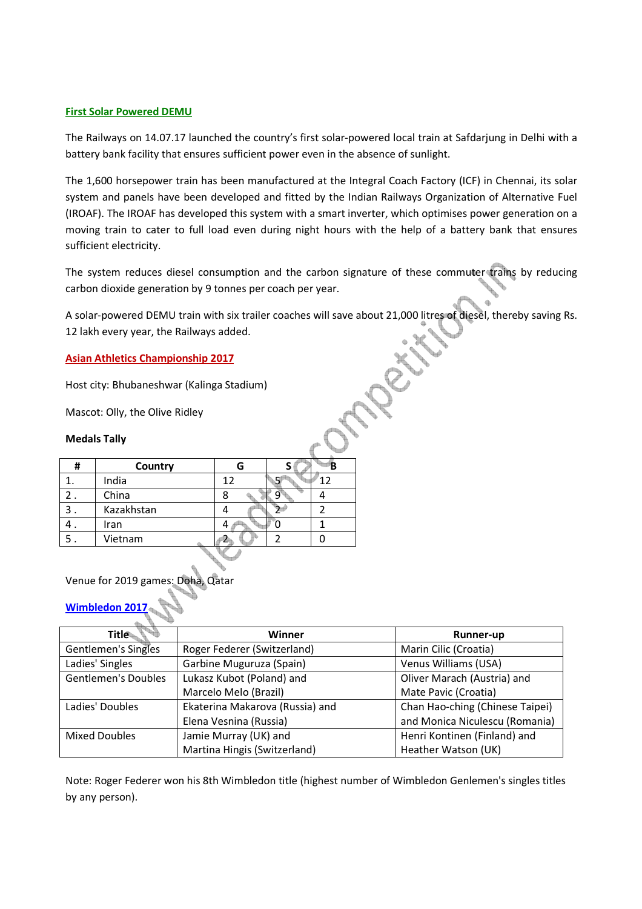## First Solar Powered DEMU

The Railways on 14.07.17 launched the country's first solar-powered local train at Safdarjung in Delhi with a battery bank facility that ensures sufficient power even in the absence of sunlight.

The 1,600 horsepower train has been manufactured at the Integral Coach Factory (ICF) in Chennai, its solar system and panels have been developed and fitted by the Indian Railways Organization of Alternative Fuel (IROAF). The IROAF has developed this system with a smart inverter, which optimises power generation on a moving train to cater to full load even during night hours with the help of a battery bank that ensures sufficient electricity.

The system reduces diesel consumption and the carbon signature of these commuter trains by reducing carbon dioxide generation by 9 tonnes per coach per year.

A solar-powered DEMU train with six trailer coaches will save about 21,000 litres of diesel, thereby saving Rs. 12 lakh every year, the Railways added.

## Asian Athletics Championship 2017

Host city: Bhubaneshwar (Kalinga Stadium)

Mascot: Olly, the Olive Ridley

**Medals Tally**

| # | Country | G | S | B |
|---|---|---|---|---|
| 1. | India | 12 | 5 | 12 |
| 2 . | China | 8 | 9 | 4 |
| 3 . | Kazakhstan | 4 | 2 | 2 |
| 4 . | Iran | 4 | 0 | 1 |
| 5 . | Vietnam | 2 | 2 | 0 |

Venue for 2019 games: Doha, Qatar

## Wimbledon 2017

| Title | Winner | Runner-up |
|---|---|---|
| Gentlemen's Singles | Roger Federer (Switzerland) | Marin Cilic (Croatia) |
| Ladies' Singles | Garbine Muguruza (Spain) | Venus Williams (USA) |
| Gentlemen's Doubles | Lukasz Kubot (Poland) and Marcelo Melo (Brazil) | Oliver Marach (Austria) and Mate Pavic (Croatia) |
| Ladies' Doubles | Ekaterina Makarova (Russia) and Elena Vesnina (Russia) | Chan Hao-ching (Chinese Taipei) and Monica Niculescu (Romania) |
| Mixed Doubles | Jamie Murray (UK) and Martina Hingis (Switzerland) | Henri Kontinen (Finland) and Heather Watson (UK) |

Note: Roger Federer won his 8th Wimbledon title (highest number of Wimbledon Genlemen's singles titles by any person).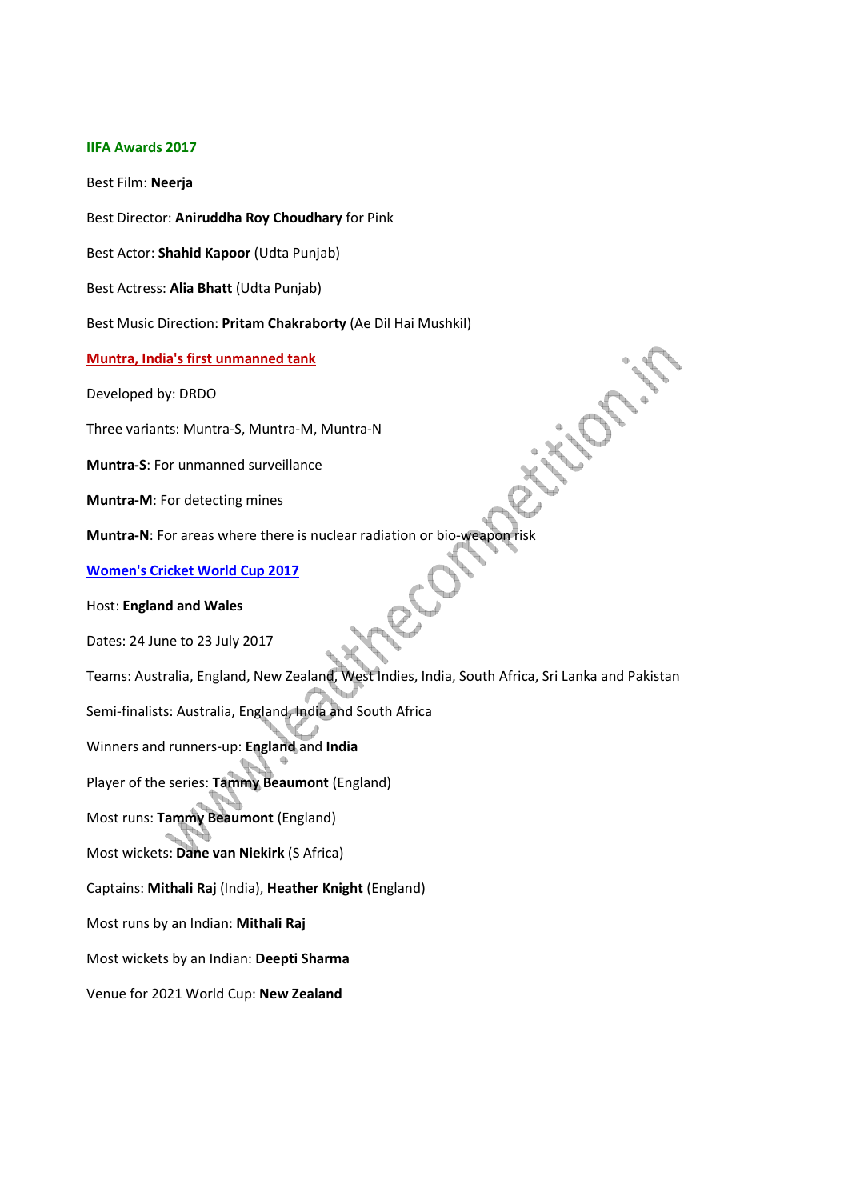## IIFA Awards 2017

Best Film: **Neerja**

Best Director: **Aniruddha Roy Choudhary** for Pink

Best Actor: **Shahid Kapoor** (Udta Punjab)

Best Actress: **Alia Bhatt** (Udta Punjab)

Best Music Direction: **Pritam Chakraborty** (Ae Dil Hai Mushkil)

## Muntra, India's first unmanned tank

Developed by: DRDO

Three variants: Muntra-S, Muntra-M, Muntra-N

**Muntra-S**: For unmanned surveillance

**Muntra-M**: For detecting mines

**Muntra-N**: For areas where there is nuclear radiation or bio-weapon risk

## Women's Cricket World Cup 2017

Host: **England and Wales**

Dates: 24 June to 23 July 2017

Teams: Australia, England, New Zealand, West Indies, India, South Africa, Sri Lanka and Pakistan

Semi-finalists: Australia, England, India and South Africa

Winners and runners-up: **England** and **India**

Player of the series: **Tammy Beaumont** (England)

Most runs: **Tammy Beaumont** (England)

Most wickets: **Dane van Niekirk** (S Africa)

Captains: **Mithali Raj** (India), **Heather Knight** (England)

Most runs by an Indian: **Mithali Raj**

Most wickets by an Indian: **Deepti Sharma**

Venue for 2021 World Cup: **New Zealand**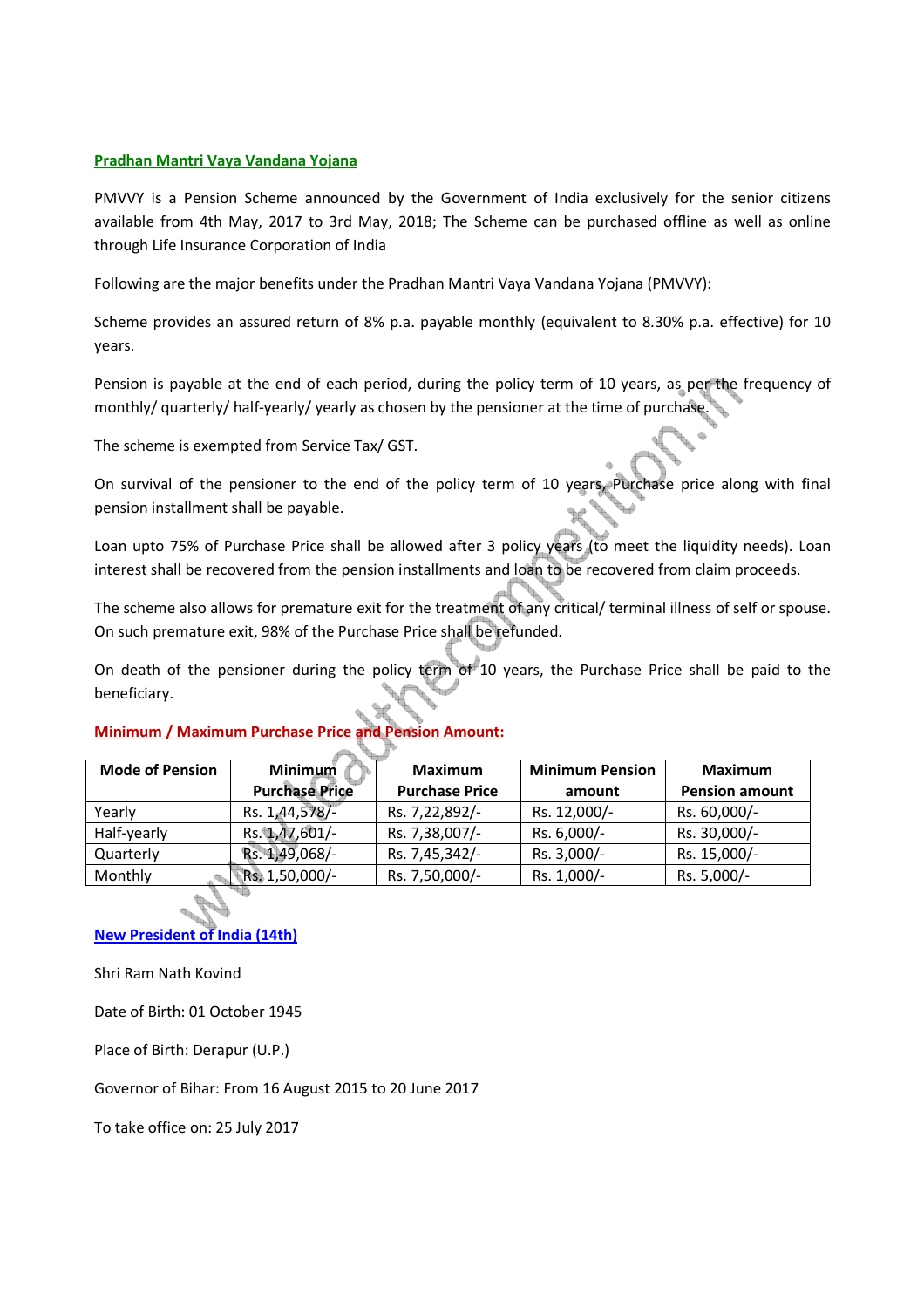## Pradhan Mantri Vaya Vandana Yojana

PMVVY is a Pension Scheme announced by the Government of India exclusively for the senior citizens available from 4th May, 2017 to 3rd May, 2018; The Scheme can be purchased offline as well as online through Life Insurance Corporation of India

Following are the major benefits under the Pradhan Mantri Vaya Vandana Yojana (PMVVY):

Scheme provides an assured return of 8% p.a. payable monthly (equivalent to 8.30% p.a. effective) for 10 years.

Pension is payable at the end of each period, during the policy term of 10 years, as per the frequency of monthly/ quarterly/ half-yearly/ yearly as chosen by the pensioner at the time of purchase.

The scheme is exempted from Service Tax/ GST.

On survival of the pensioner to the end of the policy term of 10 years, Purchase price along with final pension installment shall be payable.

Loan upto 75% of Purchase Price shall be allowed after 3 policy years (to meet the liquidity needs). Loan interest shall be recovered from the pension installments and loan to be recovered from claim proceeds.

The scheme also allows for premature exit for the treatment of any critical/ terminal illness of self or spouse. On such premature exit, 98% of the Purchase Price shall be refunded.

On death of the pensioner during the policy term of 10 years, the Purchase Price shall be paid to the beneficiary.

### Minimum / Maximum Purchase Price and Pension Amount:

| Mode of Pension | Minimum Purchase Price | Maximum Purchase Price | Minimum Pension amount | Maximum Pension amount |
|---|---|---|---|---|
| Yearly | Rs. 1,44,578/- | Rs. 7,22,892/- | Rs. 12,000/- | Rs. 60,000/- |
| Half-yearly | Rs. 1,47,601/- | Rs. 7,38,007/- | Rs. 6,000/- | Rs. 30,000/- |
| Quarterly | Rs. 1,49,068/- | Rs. 7,45,342/- | Rs. 3,000/- | Rs. 15,000/- |
| Monthly | Rs. 1,50,000/- | Rs. 7,50,000/- | Rs. 1,000/- | Rs. 5,000/- |

## New President of India (14th)

Shri Ram Nath Kovind

Date of Birth: 01 October 1945

Place of Birth: Derapur (U.P.)

Governor of Bihar: From 16 August 2015 to 20 June 2017

To take office on: 25 July 2017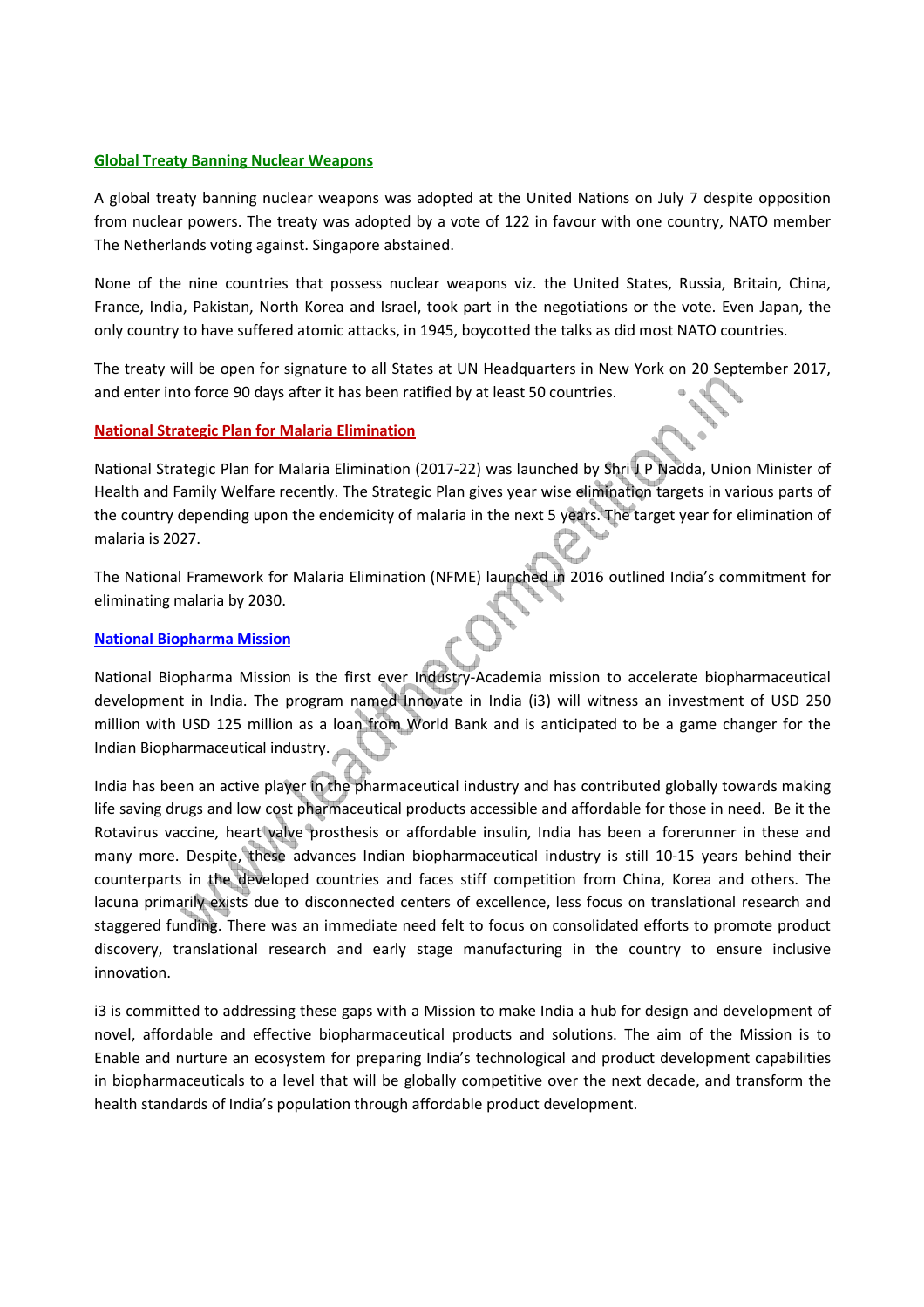## Global Treaty Banning Nuclear Weapons

A global treaty banning nuclear weapons was adopted at the United Nations on July 7 despite opposition from nuclear powers. The treaty was adopted by a vote of 122 in favour with one country, NATO member The Netherlands voting against. Singapore abstained.

None of the nine countries that possess nuclear weapons viz. the United States, Russia, Britain, China, France, India, Pakistan, North Korea and Israel, took part in the negotiations or the vote. Even Japan, the only country to have suffered atomic attacks, in 1945, boycotted the talks as did most NATO countries.

The treaty will be open for signature to all States at UN Headquarters in New York on 20 September 2017, and enter into force 90 days after it has been ratified by at least 50 countries.

## National Strategic Plan for Malaria Elimination

National Strategic Plan for Malaria Elimination (2017-22) was launched by Shri J P Nadda, Union Minister of Health and Family Welfare recently. The Strategic Plan gives year wise elimination targets in various parts of the country depending upon the endemicity of malaria in the next 5 years. The target year for elimination of malaria is 2027.

The National Framework for Malaria Elimination (NFME) launched in 2016 outlined India's commitment for eliminating malaria by 2030.

## National Biopharma Mission

National Biopharma Mission is the first ever Industry-Academia mission to accelerate biopharmaceutical development in India. The program named Innovate in India (i3) will witness an investment of USD 250 million with USD 125 million as a loan from World Bank and is anticipated to be a game changer for the Indian Biopharmaceutical industry.

India has been an active player in the pharmaceutical industry and has contributed globally towards making life saving drugs and low cost pharmaceutical products accessible and affordable for those in need. Be it the Rotavirus vaccine, heart valve prosthesis or affordable insulin, India has been a forerunner in these and many more. Despite, these advances Indian biopharmaceutical industry is still 10-15 years behind their counterparts in the developed countries and faces stiff competition from China, Korea and others. The lacuna primarily exists due to disconnected centers of excellence, less focus on translational research and staggered funding. There was an immediate need felt to focus on consolidated efforts to promote product discovery, translational research and early stage manufacturing in the country to ensure inclusive innovation.

i3 is committed to addressing these gaps with a Mission to make India a hub for design and development of novel, affordable and effective biopharmaceutical products and solutions. The aim of the Mission is to Enable and nurture an ecosystem for preparing India's technological and product development capabilities in biopharmaceuticals to a level that will be globally competitive over the next decade, and transform the health standards of India's population through affordable product development.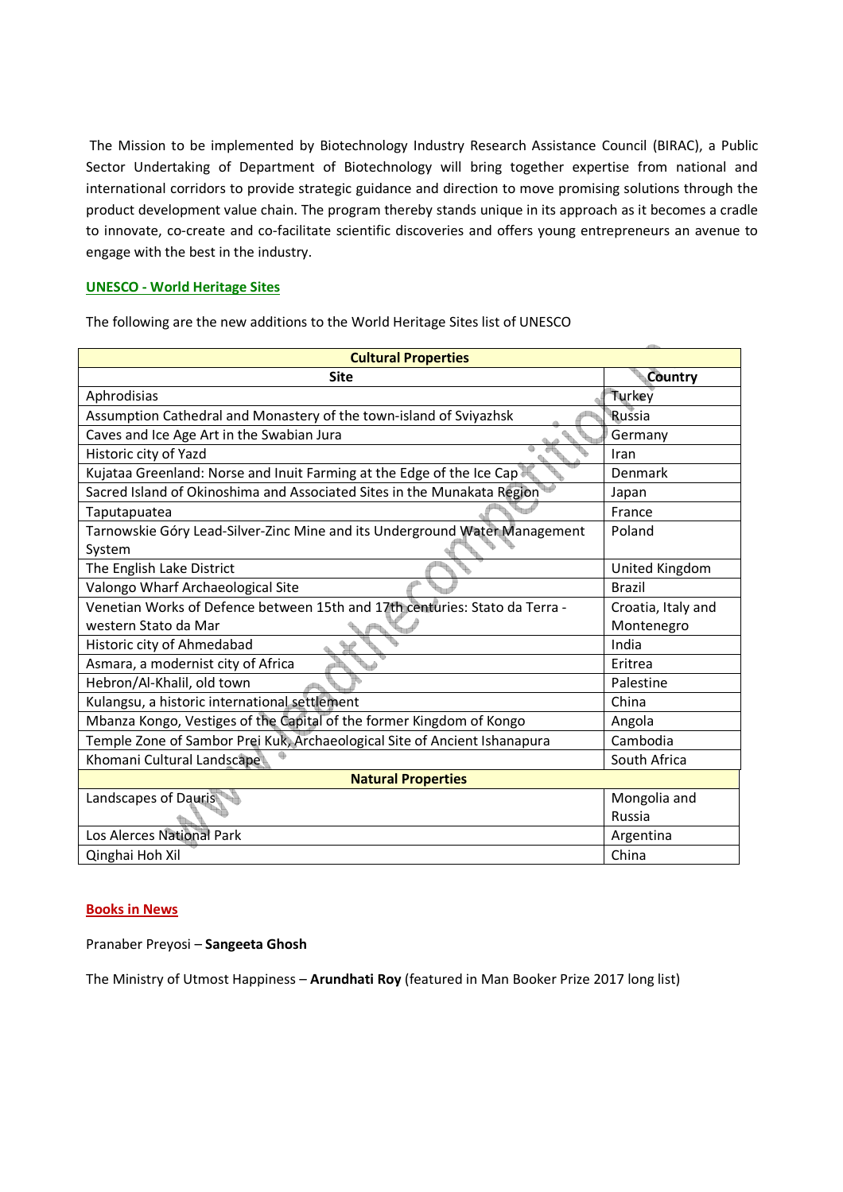The Mission to be implemented by Biotechnology Industry Research Assistance Council (BIRAC), a Public Sector Undertaking of Department of Biotechnology will bring together expertise from national and international corridors to provide strategic guidance and direction to move promising solutions through the product development value chain. The program thereby stands unique in its approach as it becomes a cradle to innovate, co-create and co-facilitate scientific discoveries and offers young entrepreneurs an avenue to engage with the best in the industry.

## UNESCO - World Heritage Sites

The following are the new additions to the World Heritage Sites list of UNESCO

| **Cultural Properties** | |
|---|---|
| **Site** | **Country** |
| Aphrodisias | Turkey |
| Assumption Cathedral and Monastery of the town-island of Sviyazhsk | Russia |
| Caves and Ice Age Art in the Swabian Jura | Germany |
| Historic city of Yazd | Iran |
| Kujataa Greenland: Norse and Inuit Farming at the Edge of the Ice Cap | Denmark |
| Sacred Island of Okinoshima and Associated Sites in the Munakata Region | Japan |
| Taputapuatea | France |
| Tarnowskie Góry Lead-Silver-Zinc Mine and its Underground Water Management System | Poland |
| The English Lake District | United Kingdom |
| Valongo Wharf Archaeological Site | Brazil |
| Venetian Works of Defence between 15th and 17th centuries: Stato da Terra - western Stato da Mar | Croatia, Italy and Montenegro |
| Historic city of Ahmedabad | India |
| Asmara, a modernist city of Africa | Eritrea |
| Hebron/Al-Khalil, old town | Palestine |
| Kulangsu, a historic international settlement | China |
| Mbanza Kongo, Vestiges of the Capital of the former Kingdom of Kongo | Angola |
| Temple Zone of Sambor Prei Kuk, Archaeological Site of Ancient Ishanapura | Cambodia |
| Khomani Cultural Landscape | South Africa |
| **Natural Properties** | |
| Landscapes of Dauris | Mongolia and Russia |
| Los Alerces National Park | Argentina |
| Qinghai Hoh Xil | China |

## Books in News

Pranaber Preyosi – **Sangeeta Ghosh**

The Ministry of Utmost Happiness – **Arundhati Roy** (featured in Man Booker Prize 2017 long list)